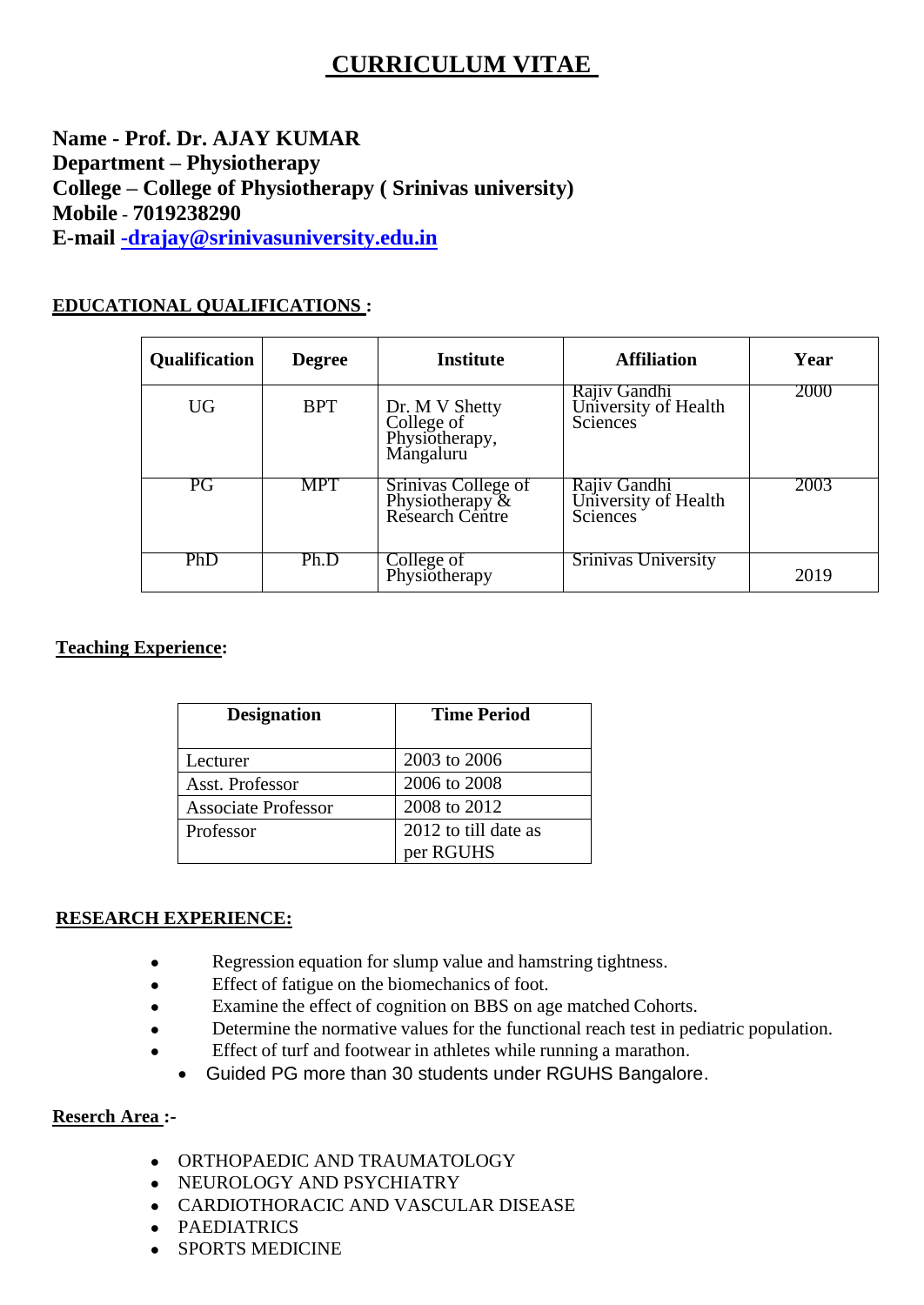# CURRICULUM VITAE

**Name - Prof. Dr. AJAY KUMAR**
**Department – Physiotherapy**
**College – College of Physiotherapy ( Srinivas university)**
**Mobile - 7019238290**
**E-mail -drajay@srinivasuniversity.edu.in**

## EDUCATIONAL QUALIFICATIONS :

| Qualification | Degree | Institute | Affiliation | Year |
|---|---|---|---|---|
| UG | BPT | Dr. M V Shetty College of Physiotherapy, Mangaluru | Rajiv Gandhi University of Health Sciences | 2000 |
| PG | MPT | Srinivas College of Physiotherapy & Research Centre | Rajiv Gandhi University of Health Sciences | 2003 |
| PhD | Ph.D | College of Physiotherapy | Srinivas University | 2019 |

## Teaching Experience:

| Designation | Time Period |
|---|---|
| Lecturer | 2003 to 2006 |
| Asst. Professor | 2006 to 2008 |
| Associate Professor | 2008 to 2012 |
| Professor | 2012 to till date as per RGUHS |

## RESEARCH EXPERIENCE:

- Regression equation for slump value and hamstring tightness.
- Effect of fatigue on the biomechanics of foot.
- Examine the effect of cognition on BBS on age matched Cohorts.
- Determine the normative values for the functional reach test in pediatric population.
- Effect of turf and footwear in athletes while running a marathon.
- Guided PG more than 30 students under RGUHS Bangalore.

## Reserch Area :-

- ORTHOPAEDIC AND TRAUMATOLOGY
- NEUROLOGY AND PSYCHIATRY
- CARDIOTHORACIC AND VASCULAR DISEASE
- PAEDIATRICS
- SPORTS MEDICINE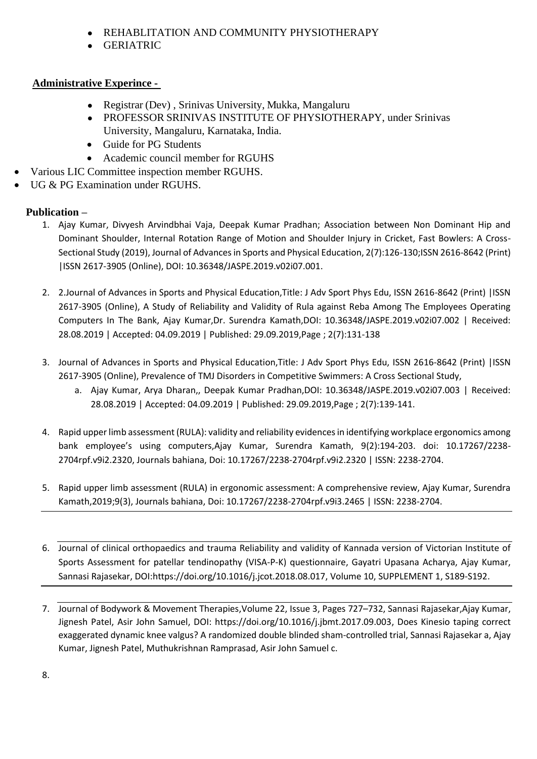- REHABLITATION AND COMMUNITY PHYSIOTHERAPY
- GERIATRIC

**Administrative Experince -**

- Registrar (Dev) , Srinivas University, Mukka, Mangaluru
- PROFESSOR SRINIVAS INSTITUTE OF PHYSIOTHERAPY, under Srinivas University, Mangaluru, Karnataka, India.
- Guide for PG Students
- Academic council member for RGUHS

- Various LIC Committee inspection member RGUHS.
- UG & PG Examination under RGUHS.

**Publication –**

1. Ajay Kumar, Divyesh Arvindbhai Vaja, Deepak Kumar Pradhan; Association between Non Dominant Hip and Dominant Shoulder, Internal Rotation Range of Motion and Shoulder Injury in Cricket, Fast Bowlers: A Cross-Sectional Study (2019), Journal of Advances in Sports and Physical Education, 2(7):126-130;ISSN 2616-8642 (Print) |ISSN 2617-3905 (Online), DOI: 10.36348/JASPE.2019.v02i07.001.

2. 2.Journal of Advances in Sports and Physical Education,Title: J Adv Sport Phys Edu, ISSN 2616-8642 (Print) |ISSN 2617-3905 (Online), A Study of Reliability and Validity of Rula against Reba Among The Employees Operating Computers In The Bank, Ajay Kumar,Dr. Surendra Kamath,DOI: 10.36348/JASPE.2019.v02i07.002 | Received: 28.08.2019 | Accepted: 04.09.2019 | Published: 29.09.2019,Page ; 2(7):131-138

3. Journal of Advances in Sports and Physical Education,Title: J Adv Sport Phys Edu, ISSN 2616-8642 (Print) |ISSN 2617-3905 (Online), Prevalence of TMJ Disorders in Competitive Swimmers: A Cross Sectional Study,
   a. Ajay Kumar, Arya Dharan,, Deepak Kumar Pradhan,DOI: 10.36348/JASPE.2019.v02i07.003 | Received: 28.08.2019 | Accepted: 04.09.2019 | Published: 29.09.2019,Page ; 2(7):139-141.

4. Rapid upper limb assessment (RULA): validity and reliability evidences in identifying workplace ergonomics among bank employee's using computers,Ajay Kumar, Surendra Kamath, 9(2):194-203. doi: 10.17267/2238-2704rpf.v9i2.2320, Journals bahiana, Doi: 10.17267/2238-2704rpf.v9i2.2320 | ISSN: 2238-2704.

5. Rapid upper limb assessment (RULA) in ergonomic assessment: A comprehensive review, Ajay Kumar, Surendra Kamath,2019;9(3), Journals bahiana, Doi: 10.17267/2238-2704rpf.v9i3.2465 | ISSN: 2238-2704.

6. Journal of clinical orthopaedics and trauma Reliability and validity of Kannada version of Victorian Institute of Sports Assessment for patellar tendinopathy (VISA-P-K) questionnaire, Gayatri Upasana Acharya, Ajay Kumar, Sannasi Rajasekar, DOI:https://doi.org/10.1016/j.jcot.2018.08.017, Volume 10, SUPPLEMENT 1, S189-S192.

7. Journal of Bodywork & Movement Therapies,Volume 22, Issue 3, Pages 727–732, Sannasi Rajasekar,Ajay Kumar, Jignesh Patel, Asir John Samuel, DOI: https://doi.org/10.1016/j.jbmt.2017.09.003, Does Kinesio taping correct exaggerated dynamic knee valgus? A randomized double blinded sham-controlled trial, Sannasi Rajasekar a, Ajay Kumar, Jignesh Patel, Muthukrishnan Ramprasad, Asir John Samuel c.

8.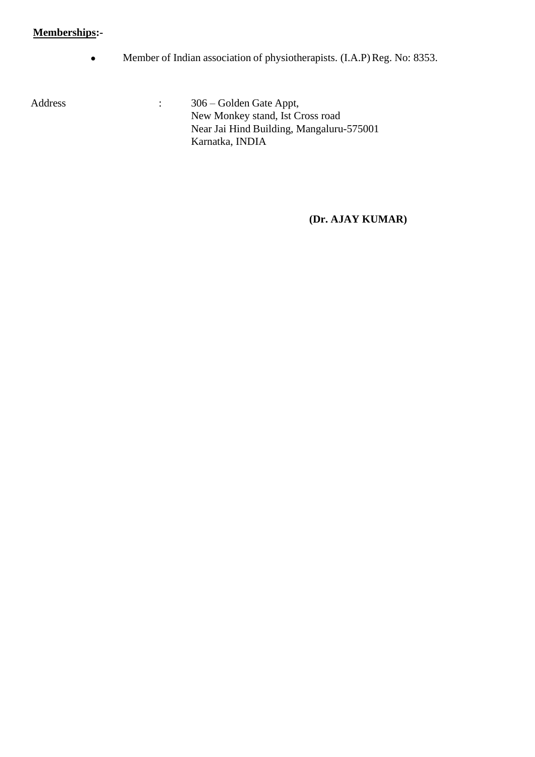**Memberships:-**

- Member of Indian association of physiotherapists. (I.A.P) Reg. No: 8353.

Address : 306 – Golden Gate Appt,
New Monkey stand, Ist Cross road
Near Jai Hind Building, Mangaluru-575001
Karnatka, INDIA

**(Dr. AJAY KUMAR)**